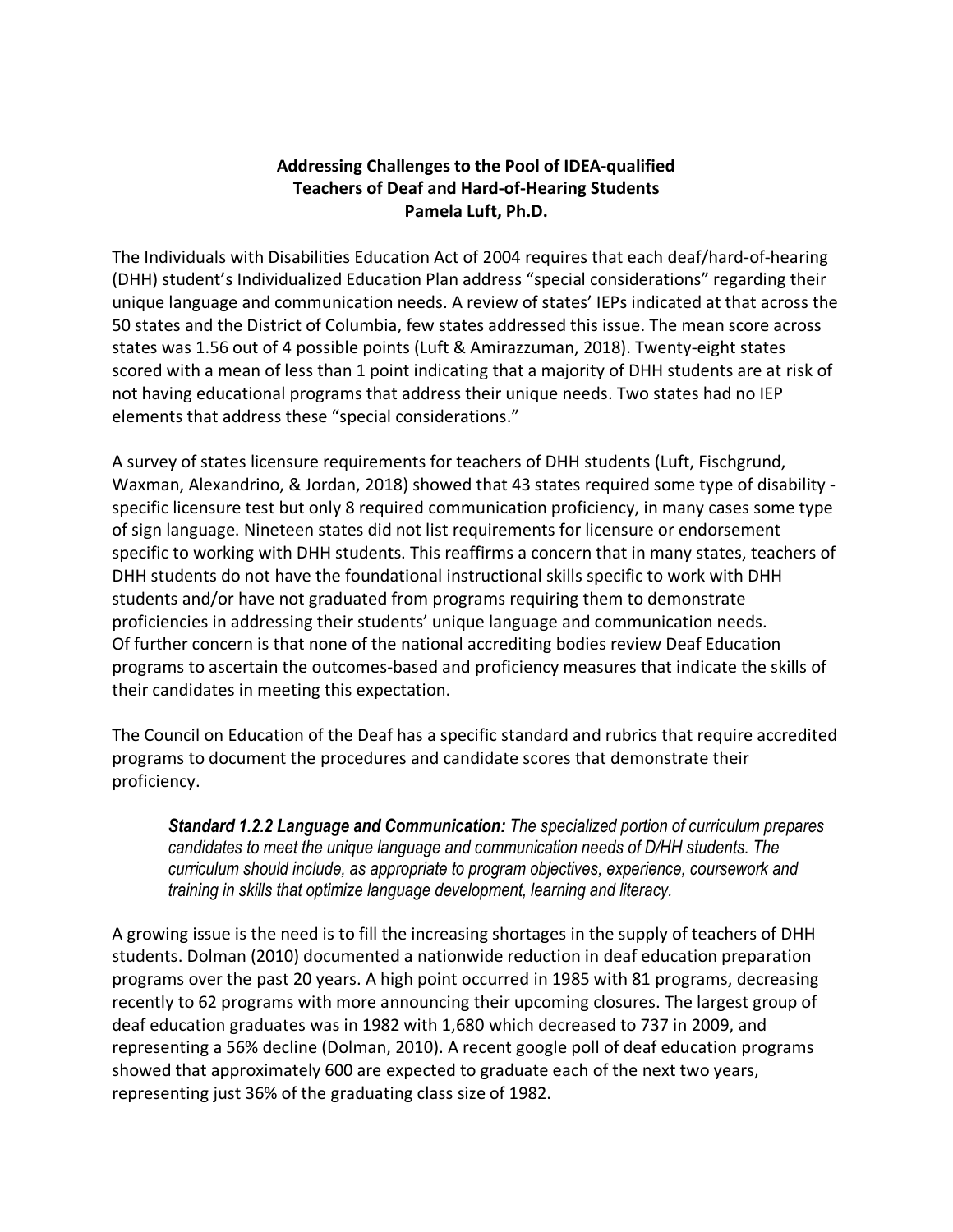**Addressing Challenges to the Pool of IDEA-qualified Teachers of Deaf and Hard-of-Hearing Students**
**Pamela Luft, Ph.D.**

The Individuals with Disabilities Education Act of 2004 requires that each deaf/hard-of-hearing (DHH) student's Individualized Education Plan address "special considerations" regarding their unique language and communication needs. A review of states' IEPs indicated at that across the 50 states and the District of Columbia, few states addressed this issue. The mean score across states was 1.56 out of 4 possible points (Luft & Amirazzuman, 2018). Twenty-eight states scored with a mean of less than 1 point indicating that a majority of DHH students are at risk of not having educational programs that address their unique needs. Two states had no IEP elements that address these "special considerations."

A survey of states licensure requirements for teachers of DHH students (Luft, Fischgrund, Waxman, Alexandrino, & Jordan, 2018) showed that 43 states required some type of disability - specific licensure test but only 8 required communication proficiency, in many cases some type of sign language. Nineteen states did not list requirements for licensure or endorsement specific to working with DHH students. This reaffirms a concern that in many states, teachers of DHH students do not have the foundational instructional skills specific to work with DHH students and/or have not graduated from programs requiring them to demonstrate proficiencies in addressing their students' unique language and communication needs.
Of further concern is that none of the national accrediting bodies review Deaf Education programs to ascertain the outcomes-based and proficiency measures that indicate the skills of their candidates in meeting this expectation.

The Council on Education of the Deaf has a specific standard and rubrics that require accredited programs to document the procedures and candidate scores that demonstrate their proficiency.

> ***Standard 1.2.2 Language and Communication:*** *The specialized portion of curriculum prepares candidates to meet the unique language and communication needs of D/HH students. The curriculum should include, as appropriate to program objectives, experience, coursework and training in skills that optimize language development, learning and literacy.*

A growing issue is the need is to fill the increasing shortages in the supply of teachers of DHH students. Dolman (2010) documented a nationwide reduction in deaf education preparation programs over the past 20 years. A high point occurred in 1985 with 81 programs, decreasing recently to 62 programs with more announcing their upcoming closures. The largest group of deaf education graduates was in 1982 with 1,680 which decreased to 737 in 2009, and representing a 56% decline (Dolman, 2010). A recent google poll of deaf education programs showed that approximately 600 are expected to graduate each of the next two years, representing just 36% of the graduating class size of 1982.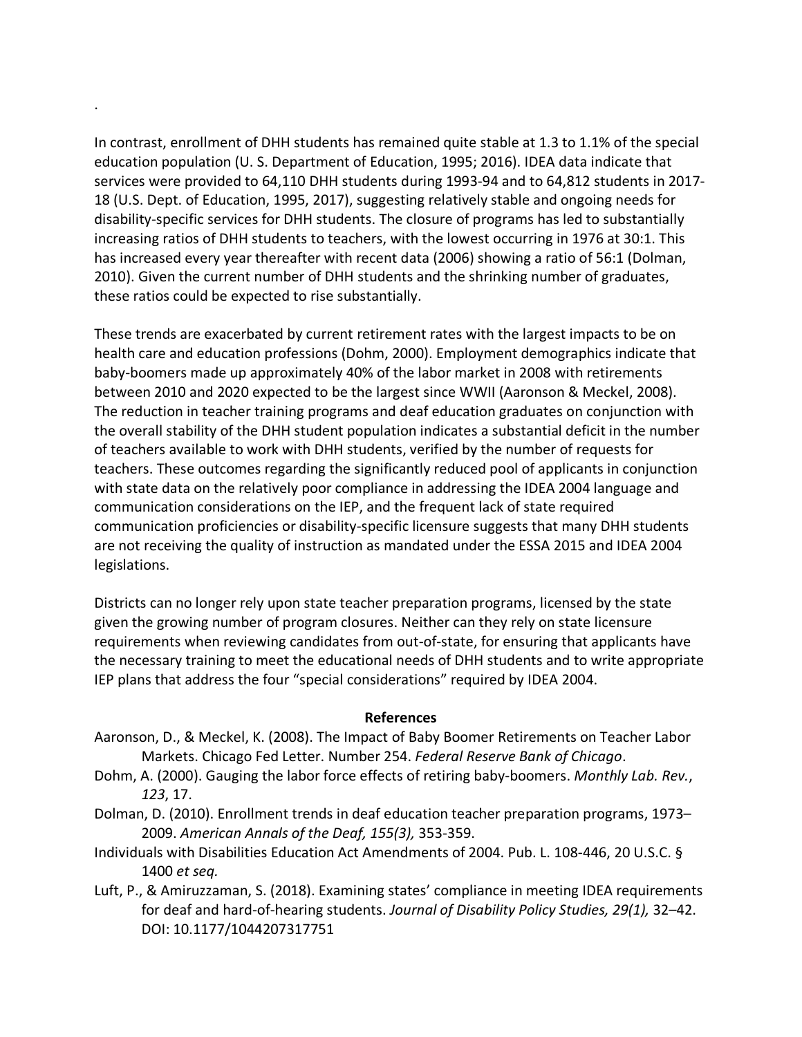.

In contrast, enrollment of DHH students has remained quite stable at 1.3 to 1.1% of the special education population (U. S. Department of Education, 1995; 2016). IDEA data indicate that services were provided to 64,110 DHH students during 1993-94 and to 64,812 students in 2017-18 (U.S. Dept. of Education, 1995, 2017), suggesting relatively stable and ongoing needs for disability-specific services for DHH students. The closure of programs has led to substantially increasing ratios of DHH students to teachers, with the lowest occurring in 1976 at 30:1. This has increased every year thereafter with recent data (2006) showing a ratio of 56:1 (Dolman, 2010). Given the current number of DHH students and the shrinking number of graduates, these ratios could be expected to rise substantially.

These trends are exacerbated by current retirement rates with the largest impacts to be on health care and education professions (Dohm, 2000). Employment demographics indicate that baby-boomers made up approximately 40% of the labor market in 2008 with retirements between 2010 and 2020 expected to be the largest since WWII (Aaronson & Meckel, 2008). The reduction in teacher training programs and deaf education graduates on conjunction with the overall stability of the DHH student population indicates a substantial deficit in the number of teachers available to work with DHH students, verified by the number of requests for teachers. These outcomes regarding the significantly reduced pool of applicants in conjunction with state data on the relatively poor compliance in addressing the IDEA 2004 language and communication considerations on the IEP, and the frequent lack of state required communication proficiencies or disability-specific licensure suggests that many DHH students are not receiving the quality of instruction as mandated under the ESSA 2015 and IDEA 2004 legislations.

Districts can no longer rely upon state teacher preparation programs, licensed by the state given the growing number of program closures. Neither can they rely on state licensure requirements when reviewing candidates from out-of-state, for ensuring that applicants have the necessary training to meet the educational needs of DHH students and to write appropriate IEP plans that address the four "special considerations" required by IDEA 2004.

**References**

Aaronson, D., & Meckel, K. (2008). The Impact of Baby Boomer Retirements on Teacher Labor Markets. Chicago Fed Letter. Number 254. *Federal Reserve Bank of Chicago*.

Dohm, A. (2000). Gauging the labor force effects of retiring baby-boomers. *Monthly Lab. Rev.*, *123*, 17.

Dolman, D. (2010). Enrollment trends in deaf education teacher preparation programs, 1973–2009. *American Annals of the Deaf, 155(3),* 353-359.

Individuals with Disabilities Education Act Amendments of 2004. Pub. L. 108-446, 20 U.S.C. § 1400 *et seq.*

Luft, P., & Amiruzzaman, S. (2018). Examining states' compliance in meeting IDEA requirements for deaf and hard-of-hearing students. *Journal of Disability Policy Studies, 29(1),* 32–42. DOI: 10.1177/1044207317751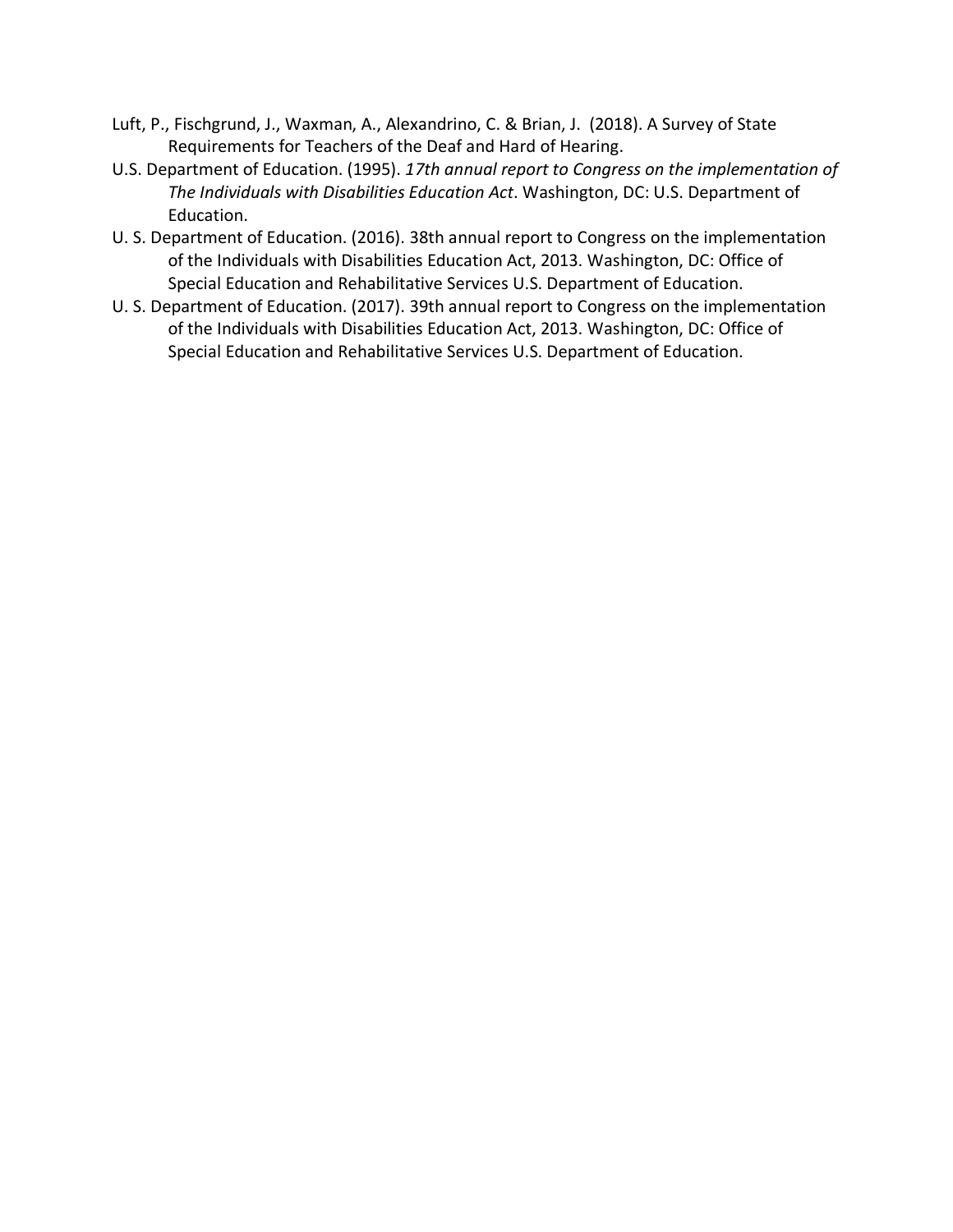Luft, P., Fischgrund, J., Waxman, A., Alexandrino, C. & Brian, J. (2018). A Survey of State Requirements for Teachers of the Deaf and Hard of Hearing.

U.S. Department of Education. (1995). *17th annual report to Congress on the implementation of The Individuals with Disabilities Education Act*. Washington, DC: U.S. Department of Education.

U. S. Department of Education. (2016). 38th annual report to Congress on the implementation of the Individuals with Disabilities Education Act, 2013. Washington, DC: Office of Special Education and Rehabilitative Services U.S. Department of Education.

U. S. Department of Education. (2017). 39th annual report to Congress on the implementation of the Individuals with Disabilities Education Act, 2013. Washington, DC: Office of Special Education and Rehabilitative Services U.S. Department of Education.